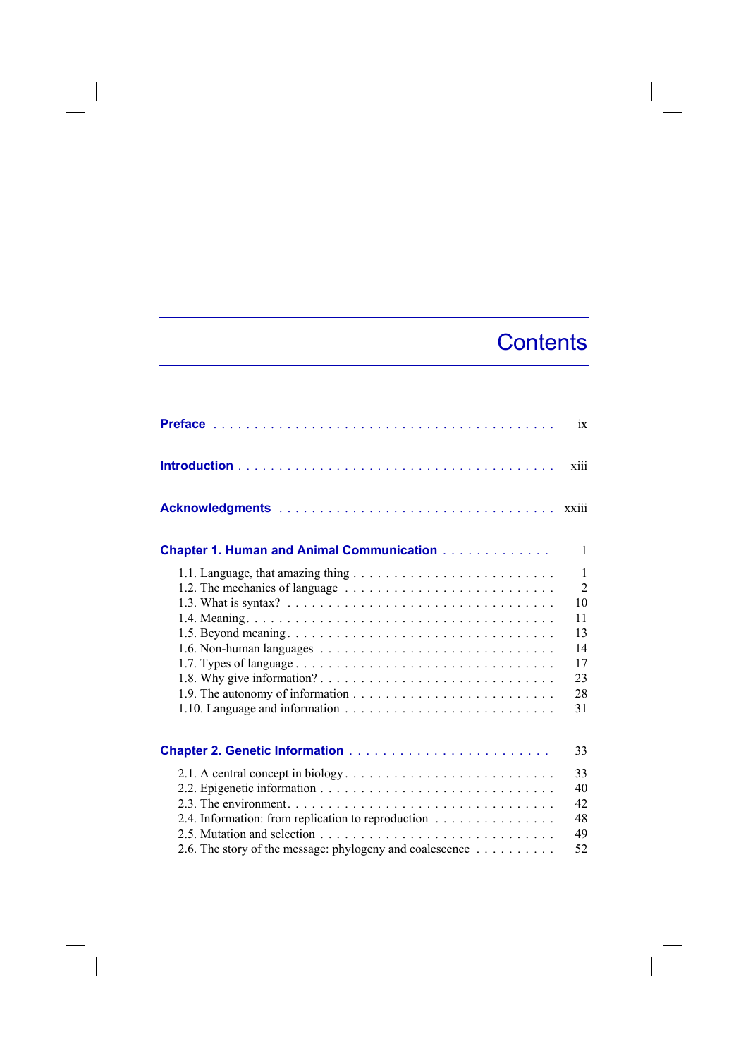# Contents

**Preface** . . . . . . . . . . . . . . . . . . . . . . . . . . . . . . . . . . . . . . . . ix

**Introduction** . . . . . . . . . . . . . . . . . . . . . . . . . . . . . . . . . . . . . . xiii

**Acknowledgments** . . . . . . . . . . . . . . . . . . . . . . . . . . . . . . . . . . xxiii

**Chapter 1. Human and Animal Communication** . . . . . . . . . . . . . 1

1.1. Language, that amazing thing . . . . . . . . . . . . . . . . . . . . . . . . . 1
1.2. The mechanics of language . . . . . . . . . . . . . . . . . . . . . . . . . . 2
1.3. What is syntax? . . . . . . . . . . . . . . . . . . . . . . . . . . . . . . . . . 10
1.4. Meaning . . . . . . . . . . . . . . . . . . . . . . . . . . . . . . . . . . . . . . 11
1.5. Beyond meaning . . . . . . . . . . . . . . . . . . . . . . . . . . . . . . . . . 13
1.6. Non-human languages . . . . . . . . . . . . . . . . . . . . . . . . . . . . . 14
1.7. Types of language . . . . . . . . . . . . . . . . . . . . . . . . . . . . . . . . 17
1.8. Why give information? . . . . . . . . . . . . . . . . . . . . . . . . . . . . . 23
1.9. The autonomy of information . . . . . . . . . . . . . . . . . . . . . . . . . 28
1.10. Language and information . . . . . . . . . . . . . . . . . . . . . . . . . . 31

**Chapter 2. Genetic Information** . . . . . . . . . . . . . . . . . . . . . . . . 33

2.1. A central concept in biology . . . . . . . . . . . . . . . . . . . . . . . . . . 33
2.2. Epigenetic information . . . . . . . . . . . . . . . . . . . . . . . . . . . . . 40
2.3. The environment . . . . . . . . . . . . . . . . . . . . . . . . . . . . . . . . . 42
2.4. Information: from replication to reproduction . . . . . . . . . . . . . . . 48
2.5. Mutation and selection . . . . . . . . . . . . . . . . . . . . . . . . . . . . . 49
2.6. The story of the message: phylogeny and coalescence . . . . . . . . . . 52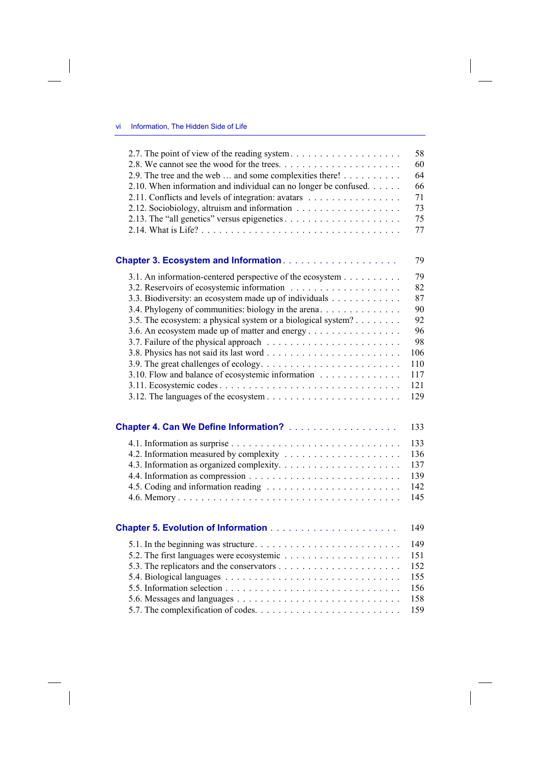2.7. The point of view of the reading system . . . . . . . . . . . . . . . . . . . 58
2.8. We cannot see the wood for the trees. . . . . . . . . . . . . . . . . . . . . 60
2.9. The tree and the web … and some complexities there! . . . . . . . . . . 64
2.10. When information and individual can no longer be confused. . . . . . 66
2.11. Conflicts and levels of integration: avatars . . . . . . . . . . . . . . . 71
2.12. Sociobiology, altruism and information . . . . . . . . . . . . . . . . . . 73
2.13. The "all genetics" versus epigenetics . . . . . . . . . . . . . . . . . . . 75
2.14. What is Life? . . . . . . . . . . . . . . . . . . . . . . . . . . . . . . . 77

## Chapter 3. Ecosystem and Information . . . . . . . . . . . . . . . . . . 79

3.1. An information-centered perspective of the ecosystem . . . . . . . . . 79
3.2. Reservoirs of ecosystemic information . . . . . . . . . . . . . . . . . . 82
3.3. Biodiversity: an ecosystem made up of individuals . . . . . . . . . . . 87
3.4. Phylogeny of communities: biology in the arena . . . . . . . . . . . . . 90
3.5. The ecosystem: a physical system or a biological system? . . . . . . . . 92
3.6. An ecosystem made up of matter and energy . . . . . . . . . . . . . . . 96
3.7. Failure of the physical approach . . . . . . . . . . . . . . . . . . . . . 98
3.8. Physics has not said its last word . . . . . . . . . . . . . . . . . . . . . 106
3.9. The great challenges of ecology . . . . . . . . . . . . . . . . . . . . . . 110
3.10. Flow and balance of ecosystemic information . . . . . . . . . . . . . . 117
3.11. Ecosystemic codes . . . . . . . . . . . . . . . . . . . . . . . . . . . . 121
3.12. The languages of the ecosystem . . . . . . . . . . . . . . . . . . . . . 129

## Chapter 4. Can We Define Information? . . . . . . . . . . . . . . . . . . 133

4.1. Information as surprise . . . . . . . . . . . . . . . . . . . . . . . . . . 133
4.2. Information measured by complexity . . . . . . . . . . . . . . . . . . . 136
4.3. Information as organized complexity. . . . . . . . . . . . . . . . . . . . 137
4.4. Information as compression . . . . . . . . . . . . . . . . . . . . . . . . 139
4.5. Coding and information reading . . . . . . . . . . . . . . . . . . . . . 142
4.6. Memory . . . . . . . . . . . . . . . . . . . . . . . . . . . . . . . . . . 145

## Chapter 5. Evolution of Information . . . . . . . . . . . . . . . . . . . . 149

5.1. In the beginning was structure. . . . . . . . . . . . . . . . . . . . . . . 149
5.2. The first languages were ecosystemic . . . . . . . . . . . . . . . . . . . 151
5.3. The replicators and the conservators . . . . . . . . . . . . . . . . . . . 152
5.4. Biological languages . . . . . . . . . . . . . . . . . . . . . . . . . . . 155
5.5. Information selection . . . . . . . . . . . . . . . . . . . . . . . . . . . 156
5.6. Messages and languages . . . . . . . . . . . . . . . . . . . . . . . . . . 158
5.7. The complexification of codes. . . . . . . . . . . . . . . . . . . . . . . 159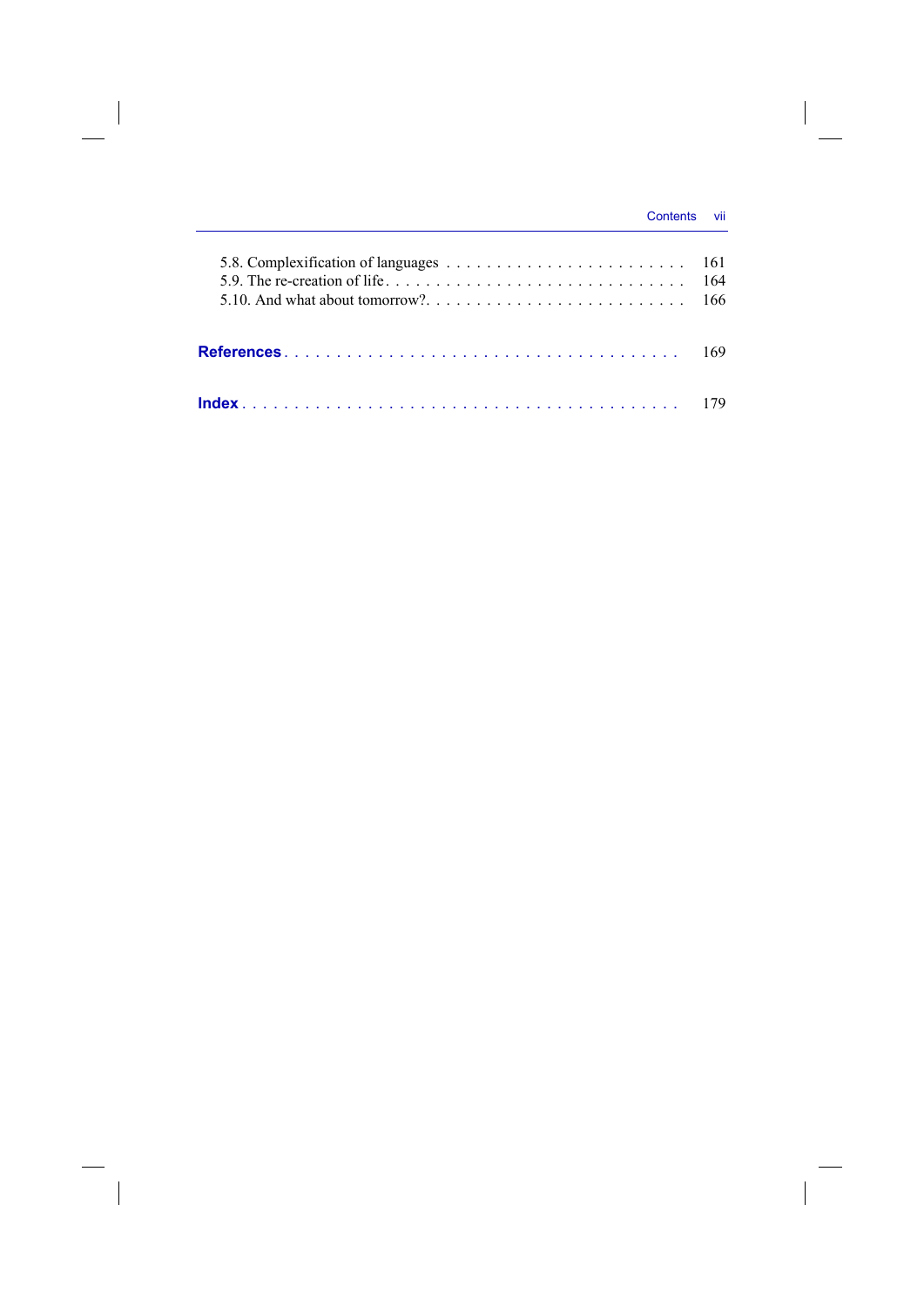5.8. Complexification of languages . . . . . . . . . . . . . . . . . . . . . . . . 161
5.9. The re-creation of life . . . . . . . . . . . . . . . . . . . . . . . . . . . . . 164
5.10. And what about tomorrow?. . . . . . . . . . . . . . . . . . . . . . . . . . 166

**References** . . . . . . . . . . . . . . . . . . . . . . . . . . . . . . . . . . . . 169

**Index** . . . . . . . . . . . . . . . . . . . . . . . . . . . . . . . . . . . . . . . 179